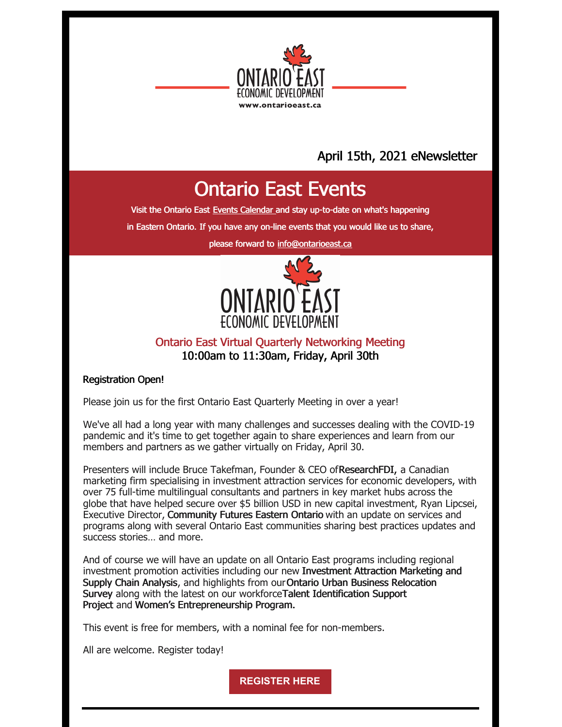ONTARIO EAST
ECONOMIC DEVELOPMENT
www.ontarioeast.ca

April 15th, 2021 eNewsletter

# Ontario East Events

Visit the Ontario East Events Calendar and stay up-to-date on what's happening in Eastern Ontario. If you have any on-line events that you would like us to share, please forward to info@ontarioeast.ca

ONTARIO EAST
ECONOMIC DEVELOPMENT

## Ontario East Virtual Quarterly Networking Meeting
10:00am to 11:30am, Friday, April 30th

Registration Open!

Please join us for the first Ontario East Quarterly Meeting in over a year!

We've all had a long year with many challenges and successes dealing with the COVID-19 pandemic and it's time to get together again to share experiences and learn from our members and partners as we gather virtually on Friday, April 30.

Presenters will include Bruce Takefman, Founder & CEO of **ResearchFDI,** a Canadian marketing firm specialising in investment attraction services for economic developers, with over 75 full-time multilingual consultants and partners in key market hubs across the globe that have helped secure over $5 billion USD in new capital investment, Ryan Lipcsei, Executive Director, **Community Futures Eastern Ontario** with an update on services and programs along with several Ontario East communities sharing best practices updates and success stories… and more.

And of course we will have an update on all Ontario East programs including regional investment promotion activities including our new **Investment Attraction Marketing and Supply Chain Analysis**, and highlights from our **Ontario Urban Business Relocation Survey** along with the latest on our workforce **Talent Identification Support Project** and **Women's Entrepreneurship Program.**

This event is free for members, with a nominal fee for non-members.

All are welcome. Register today!

**REGISTER HERE**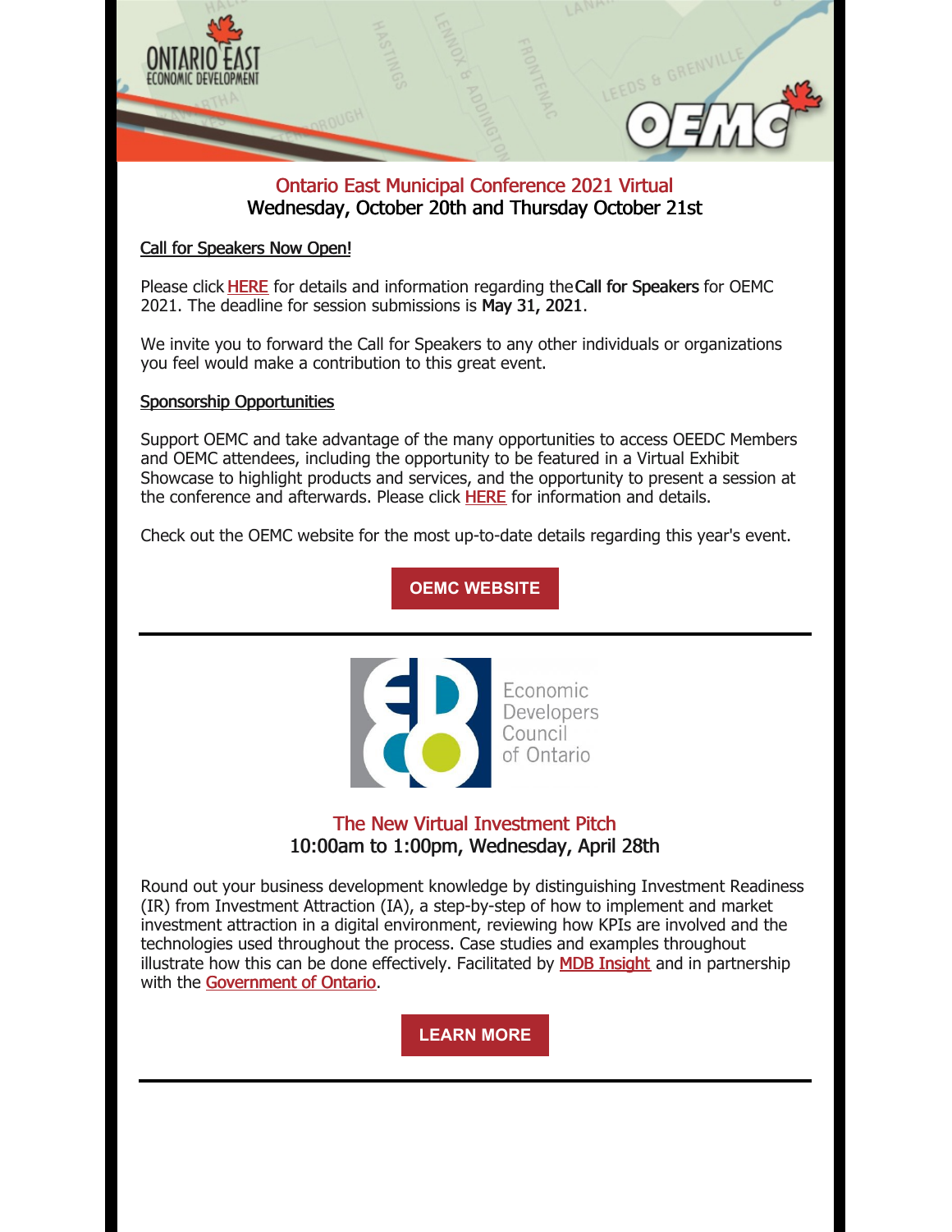## Ontario East Municipal Conference 2021 Virtual

**Wednesday, October 20th and Thursday October 21st**

Call for Speakers Now Open!

Please click HERE for details and information regarding the **Call for Speakers** for OEMC 2021. The deadline for session submissions is **May 31, 2021**.

We invite you to forward the Call for Speakers to any other individuals or organizations you feel would make a contribution to this great event.

Sponsorship Opportunities

Support OEMC and take advantage of the many opportunities to access OEEDC Members and OEMC attendees, including the opportunity to be featured in a Virtual Exhibit Showcase to highlight products and services, and the opportunity to present a session at the conference and afterwards. Please click HERE for information and details.

Check out the OEMC website for the most up-to-date details regarding this year's event.

**OEMC WEBSITE**

---

Economic Developers Council of Ontario

## The New Virtual Investment Pitch

**10:00am to 1:00pm, Wednesday, April 28th**

Round out your business development knowledge by distinguishing Investment Readiness (IR) from Investment Attraction (IA), a step-by-step of how to implement and market investment attraction in a digital environment, reviewing how KPIs are involved and the technologies used throughout the process. Case studies and examples throughout illustrate how this can be done effectively. Facilitated by MDB Insight and in partnership with the Government of Ontario.

**LEARN MORE**

---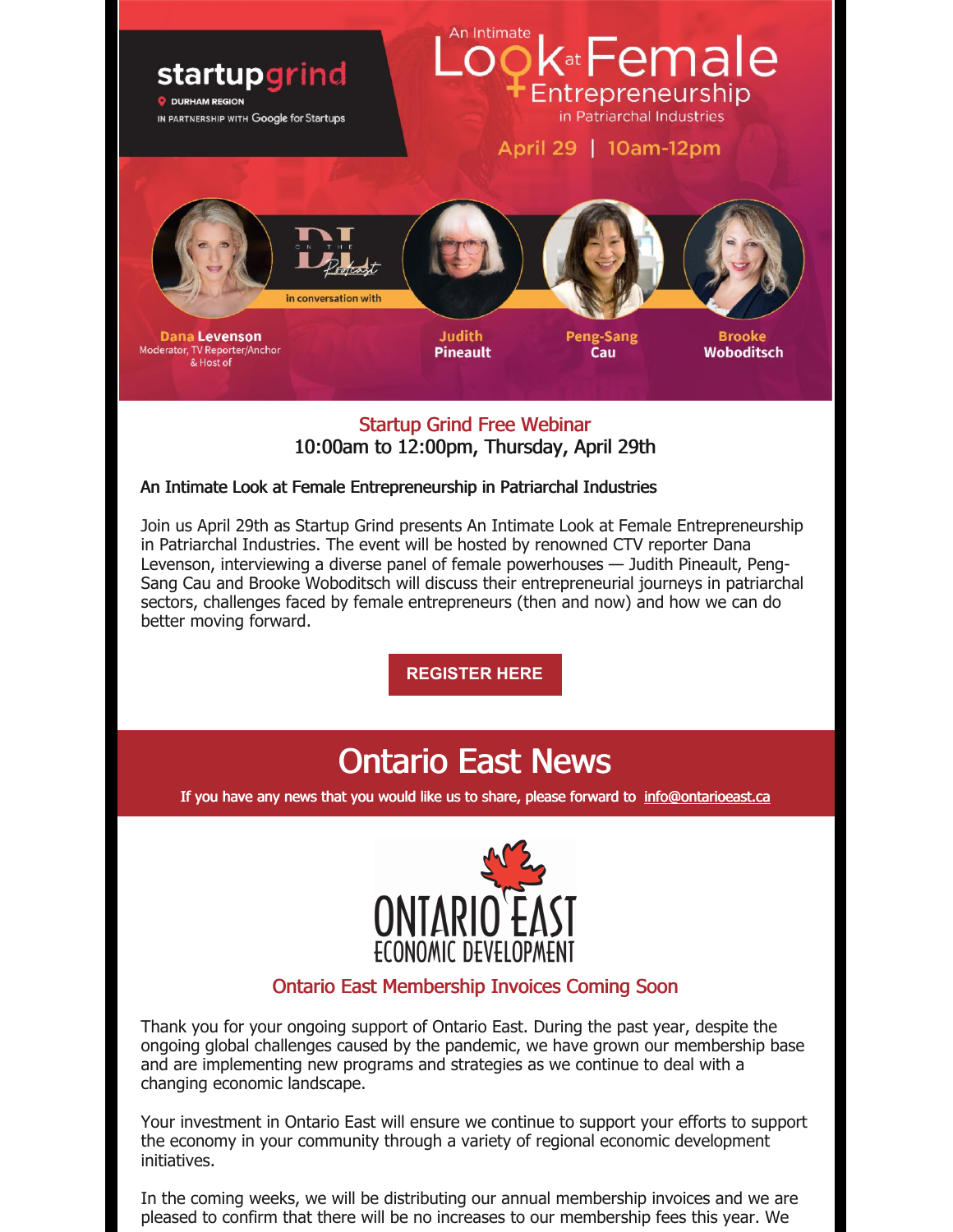startupgrind
DURHAM REGION
IN PARTNERSHIP WITH Google for Startups

An Intimate Look at Female Entrepreneurship in Patriarchal Industries

April 29 | 10am-12pm

in conversation with

**Dana Levenson** Moderator, TV Reporter/Anchor & Host of

**Judith Pineault**

**Peng-Sang Cau**

**Brooke Woboditsch**

## Startup Grind Free Webinar

10:00am to 12:00pm, Thursday, April 29th

**An Intimate Look at Female Entrepreneurship in Patriarchal Industries**

Join us April 29th as Startup Grind presents An Intimate Look at Female Entrepreneurship in Patriarchal Industries. The event will be hosted by renowned CTV reporter Dana Levenson, interviewing a diverse panel of female powerhouses — Judith Pineault, Peng-Sang Cau and Brooke Woboditsch will discuss their entrepreneurial journeys in patriarchal sectors, challenges faced by female entrepreneurs (then and now) and how we can do better moving forward.

**REGISTER HERE**

# Ontario East News

**If you have any news that you would like us to share, please forward to info@ontarioeast.ca**

ONTARIO EAST ECONOMIC DEVELOPMENT

## Ontario East Membership Invoices Coming Soon

Thank you for your ongoing support of Ontario East. During the past year, despite the ongoing global challenges caused by the pandemic, we have grown our membership base and are implementing new programs and strategies as we continue to deal with a changing economic landscape.

Your investment in Ontario East will ensure we continue to support your efforts to support the economy in your community through a variety of regional economic development initiatives.

In the coming weeks, we will be distributing our annual membership invoices and we are pleased to confirm that there will be no increases to our membership fees this year. We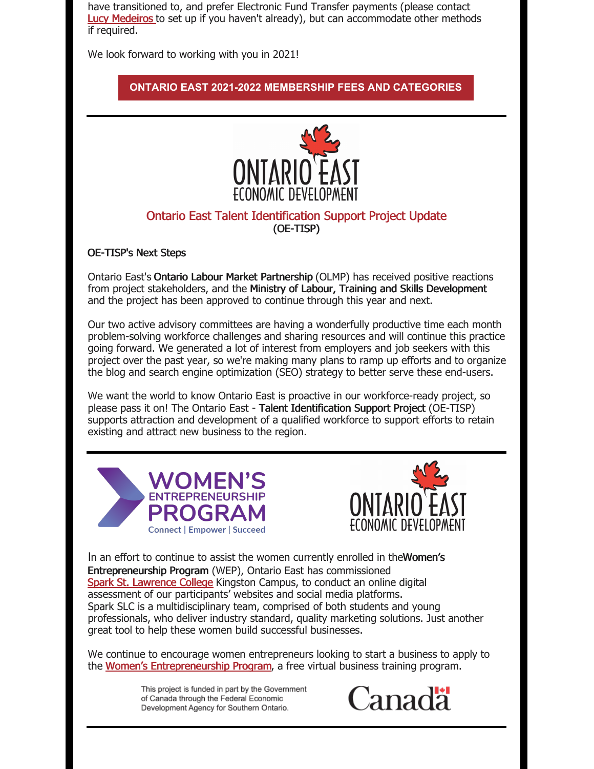have transitioned to, and prefer Electronic Fund Transfer payments (please contact Lucy Medeiros to set up if you haven't already), but can accommodate other methods if required.

We look forward to working with you in 2021!

**ONTARIO EAST 2021-2022 MEMBERSHIP FEES AND CATEGORIES**

---

ONTARIO EAST ECONOMIC DEVELOPMENT

## Ontario East Talent Identification Support Project Update
(OE-TISP)

OE-TISP's Next Steps

Ontario East's **Ontario Labour Market Partnership** (OLMP) has received positive reactions from project stakeholders, and the **Ministry of Labour, Training and Skills Development** and the project has been approved to continue through this year and next.

Our two active advisory committees are having a wonderfully productive time each month problem-solving workforce challenges and sharing resources and will continue this practice going forward. We generated a lot of interest from employers and job seekers with this project over the past year, so we're making many plans to ramp up efforts and to organize the blog and search engine optimization (SEO) strategy to better serve these end-users.

We want the world to know Ontario East is proactive in our workforce-ready project, so please pass it on! The Ontario East - **Talent Identification Support Project** (OE-TISP) supports attraction and development of a qualified workforce to support efforts to retain existing and attract new business to the region.

---

WOMEN'S ENTREPRENEURSHIP PROGRAM
Connect | Empower | Succeed

ONTARIO EAST ECONOMIC DEVELOPMENT

In an effort to continue to assist the women currently enrolled in the**Women's Entrepreneurship Program** (WEP), Ontario East has commissioned Spark St. Lawrence College Kingston Campus, to conduct an online digital assessment of our participants' websites and social media platforms. Spark SLC is a multidisciplinary team, comprised of both students and young professionals, who deliver industry standard, quality marketing solutions. Just another great tool to help these women build successful businesses.

We continue to encourage women entrepreneurs looking to start a business to apply to the Women's Entrepreneurship Program, a free virtual business training program.

This project is funded in part by the Government of Canada through the Federal Economic Development Agency for Southern Ontario.

Canada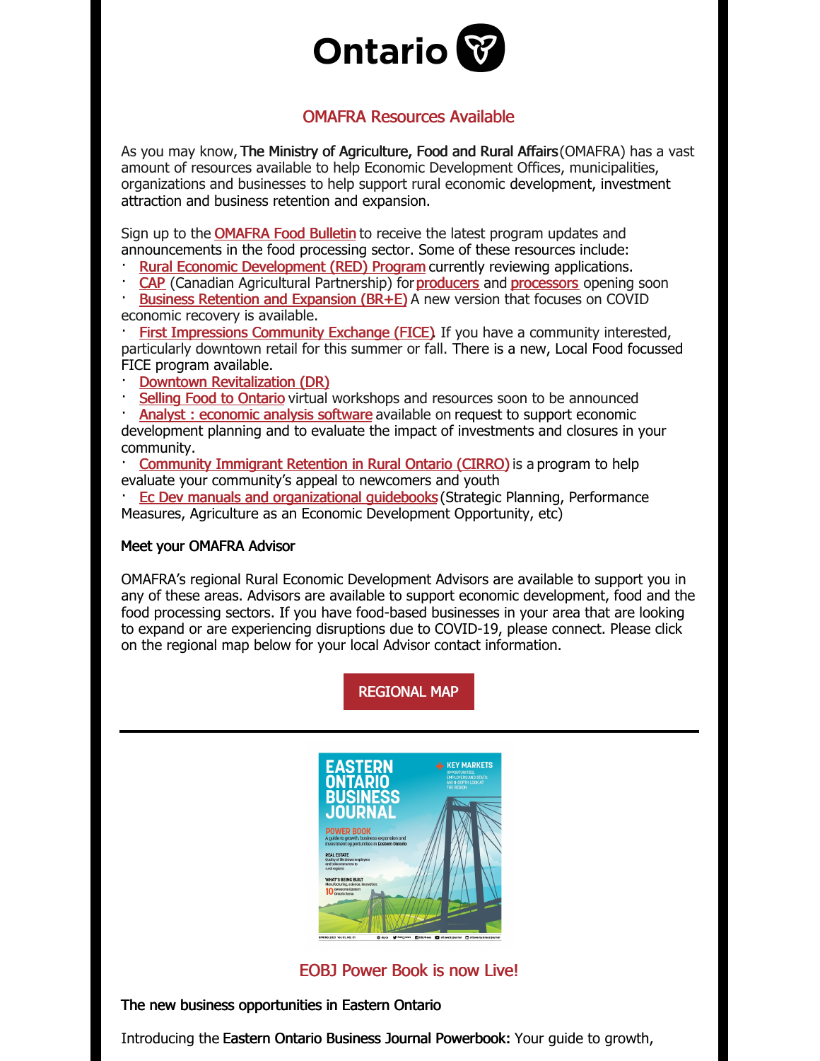Ontario

## OMAFRA Resources Available

As you may know, **The Ministry of Agriculture, Food and Rural Affairs** (OMAFRA) has a vast amount of resources available to help Economic Development Offices, municipalities, organizations and businesses to help support rural economic development, investment attraction and business retention and expansion.

Sign up to the OMAFRA Food Bulletin to receive the latest program updates and announcements in the food processing sector. Some of these resources include:

- Rural Economic Development (RED) Program currently reviewing applications.
- CAP (Canadian Agricultural Partnership) for producers and processors opening soon
- Business Retention and Expansion (BR+E) A new version that focuses on COVID economic recovery is available.
- First Impressions Community Exchange (FICE) If you have a community interested, particularly downtown retail for this summer or fall. There is a new, Local Food focussed FICE program available.
- Downtown Revitalization (DR)
- Selling Food to Ontario virtual workshops and resources soon to be announced
- Analyst : economic analysis software available on request to support economic development planning and to evaluate the impact of investments and closures in your community.
- Community Immigrant Retention in Rural Ontario (CIRRO) is a program to help evaluate your community's appeal to newcomers and youth
- Ec Dev manuals and organizational guidebooks (Strategic Planning, Performance Measures, Agriculture as an Economic Development Opportunity, etc)

**Meet your OMAFRA Advisor**

OMAFRA's regional Rural Economic Development Advisors are available to support you in any of these areas. Advisors are available to support economic development, food and the food processing sectors. If you have food-based businesses in your area that are looking to expand or are experiencing disruptions due to COVID-19, please connect. Please click on the regional map below for your local Advisor contact information.

REGIONAL MAP

---

## EOBJ Power Book is now Live!

**The new business opportunities in Eastern Ontario**

Introducing the **Eastern Ontario Business Journal Powerbook:** Your guide to growth,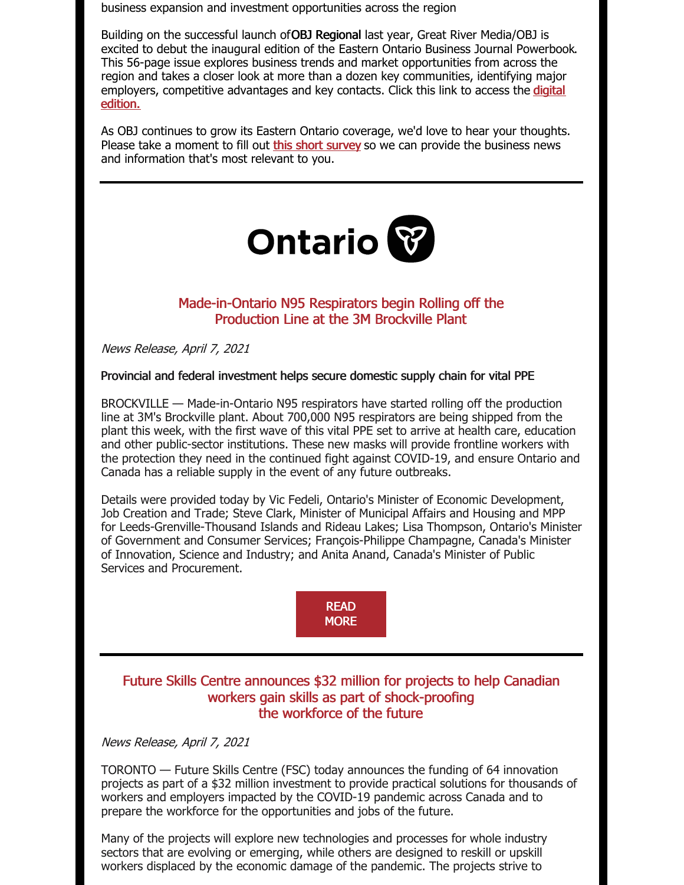business expansion and investment opportunities across the region

Building on the successful launch of **OBJ Regional** last year, Great River Media/OBJ is excited to debut the inaugural edition of the Eastern Ontario Business Journal Powerbook. This 56-page issue explores business trends and market opportunities from across the region and takes a closer look at more than a dozen key communities, identifying major employers, competitive advantages and key contacts. Click this link to access the **digital edition.**

As OBJ continues to grow its Eastern Ontario coverage, we'd love to hear your thoughts. Please take a moment to fill out **this short survey** so we can provide the business news and information that's most relevant to you.

---

Ontario

## Made-in-Ontario N95 Respirators begin Rolling off the Production Line at the 3M Brockville Plant

*News Release, April 7, 2021*

**Provincial and federal investment helps secure domestic supply chain for vital PPE**

BROCKVILLE — Made-in-Ontario N95 respirators have started rolling off the production line at 3M's Brockville plant. About 700,000 N95 respirators are being shipped from the plant this week, with the first wave of this vital PPE set to arrive at health care, education and other public-sector institutions. These new masks will provide frontline workers with the protection they need in the continued fight against COVID-19, and ensure Ontario and Canada has a reliable supply in the event of any future outbreaks.

Details were provided today by Vic Fedeli, Ontario's Minister of Economic Development, Job Creation and Trade; Steve Clark, Minister of Municipal Affairs and Housing and MPP for Leeds-Grenville-Thousand Islands and Rideau Lakes; Lisa Thompson, Ontario's Minister of Government and Consumer Services; François-Philippe Champagne, Canada's Minister of Innovation, Science and Industry; and Anita Anand, Canada's Minister of Public Services and Procurement.

READ MORE

---

## Future Skills Centre announces $32 million for projects to help Canadian workers gain skills as part of shock-proofing the workforce of the future

*News Release, April 7, 2021*

TORONTO — Future Skills Centre (FSC) today announces the funding of 64 innovation projects as part of a $32 million investment to provide practical solutions for thousands of workers and employers impacted by the COVID-19 pandemic across Canada and to prepare the workforce for the opportunities and jobs of the future.

Many of the projects will explore new technologies and processes for whole industry sectors that are evolving or emerging, while others are designed to reskill or upskill workers displaced by the economic damage of the pandemic. The projects strive to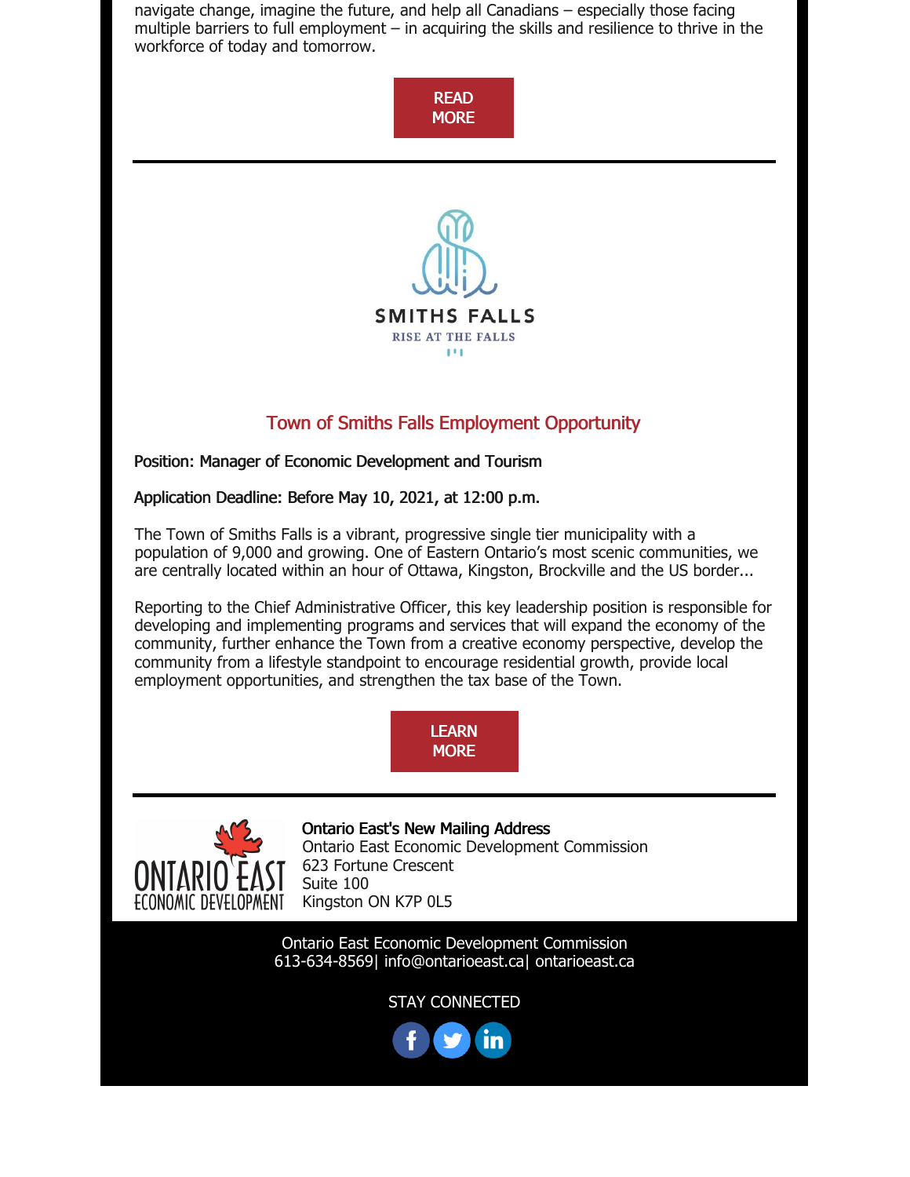navigate change, imagine the future, and help all Canadians – especially those facing multiple barriers to full employment – in acquiring the skills and resilience to thrive in the workforce of today and tomorrow.

READ MORE

---

SMITHS FALLS

RISE AT THE FALLS

## Town of Smiths Falls Employment Opportunity

**Position: Manager of Economic Development and Tourism**

**Application Deadline: Before May 10, 2021, at 12:00 p.m.**

The Town of Smiths Falls is a vibrant, progressive single tier municipality with a population of 9,000 and growing. One of Eastern Ontario's most scenic communities, we are centrally located within an hour of Ottawa, Kingston, Brockville and the US border...

Reporting to the Chief Administrative Officer, this key leadership position is responsible for developing and implementing programs and services that will expand the economy of the community, further enhance the Town from a creative economy perspective, develop the community from a lifestyle standpoint to encourage residential growth, provide local employment opportunities, and strengthen the tax base of the Town.

LEARN MORE

---

ONTARIO EAST ECONOMIC DEVELOPMENT

**Ontario East's New Mailing Address**
Ontario East Economic Development Commission
623 Fortune Crescent
Suite 100
Kingston ON K7P 0L5

Ontario East Economic Development Commission
613-634-8569| info@ontarioeast.ca| ontarioeast.ca

STAY CONNECTED